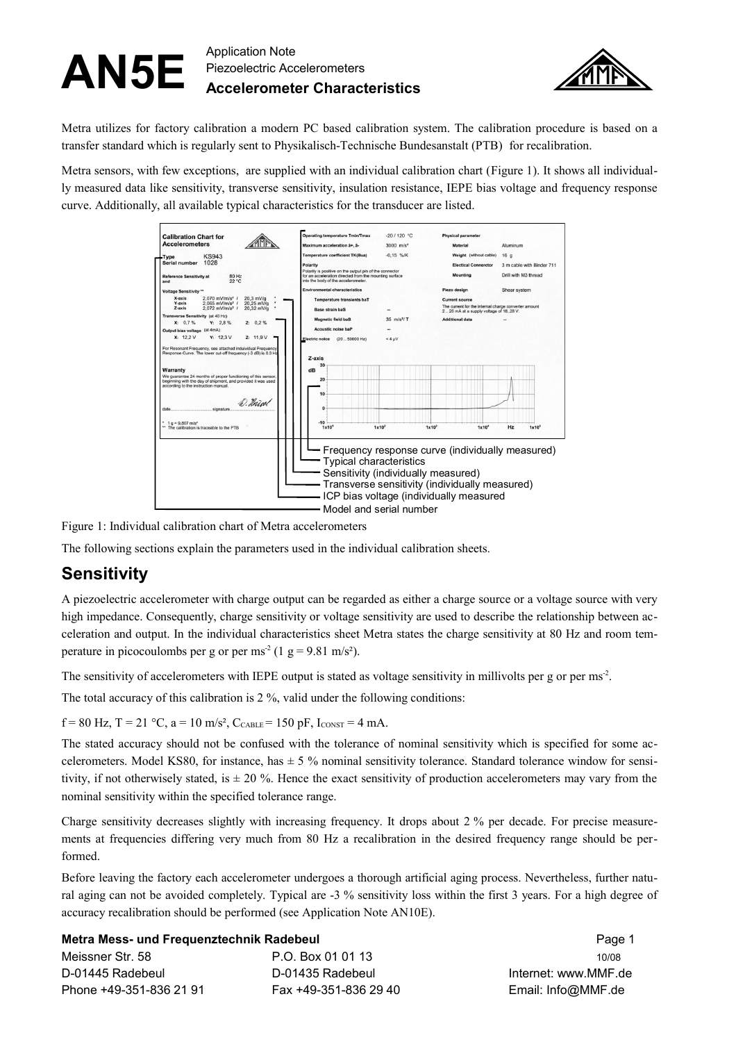# AN5E

Application Note
Piezoelectric Accelerometers
**Accelerometer Characteristics**

Metra utilizes for factory calibration a modern PC based calibration system. The calibration procedure is based on a transfer standard which is regularly sent to Physikalisch-Technische Bundesanstalt (PTB) for recalibration.

Metra sensors, with few exceptions, are supplied with an individual calibration chart (Figure 1). It shows all individually measured data like sensitivity, transverse sensitivity, insulation resistance, IEPE bias voltage and frequency response curve. Additionally, all available typical characteristics for the transducer are listed.

- Frequency response curve (individually measured)
- Typical characteristics
- Sensitivity (individually measured)
- Transverse sensitivity (individually measured)
- ICP bias voltage (individually measured
- Model and serial number

Figure 1: Individual calibration chart of Metra accelerometers

The following sections explain the parameters used in the individual calibration sheets.

## Sensitivity

A piezoelectric accelerometer with charge output can be regarded as either a charge source or a voltage source with very high impedance. Consequently, charge sensitivity or voltage sensitivity are used to describe the relationship between acceleration and output. In the individual characteristics sheet Metra states the charge sensitivity at 80 Hz and room temperature in picocoulombs per g or per $ms^{-2}$ (1 g = 9.81 m/s²).

The sensitivity of accelerometers with IEPE output is stated as voltage sensitivity in millivolts per g or per $ms^{-2}$.

The total accuracy of this calibration is 2 %, valid under the following conditions:

f = 80 Hz, T = 21 °C, a = 10 m/s², $C_{CABLE}$ = 150 pF, $I_{CONST}$ = 4 mA.

The stated accuracy should not be confused with the tolerance of nominal sensitivity which is specified for some accelerometers. Model KS80, for instance, has ± 5 % nominal sensitivity tolerance. Standard tolerance window for sensitivity, if not otherwisely stated, is ± 20 %. Hence the exact sensitivity of production accelerometers may vary from the nominal sensitivity within the specified tolerance range.

Charge sensitivity decreases slightly with increasing frequency. It drops about 2 % per decade. For precise measurements at frequencies differing very much from 80 Hz a recalibration in the desired frequency range should be performed.

Before leaving the factory each accelerometer undergoes a thorough artificial aging process. Nevertheless, further natural aging can not be avoided completely. Typical are -3 % sensitivity loss within the first 3 years. For a high degree of accuracy recalibration should be performed (see Application Note AN10E).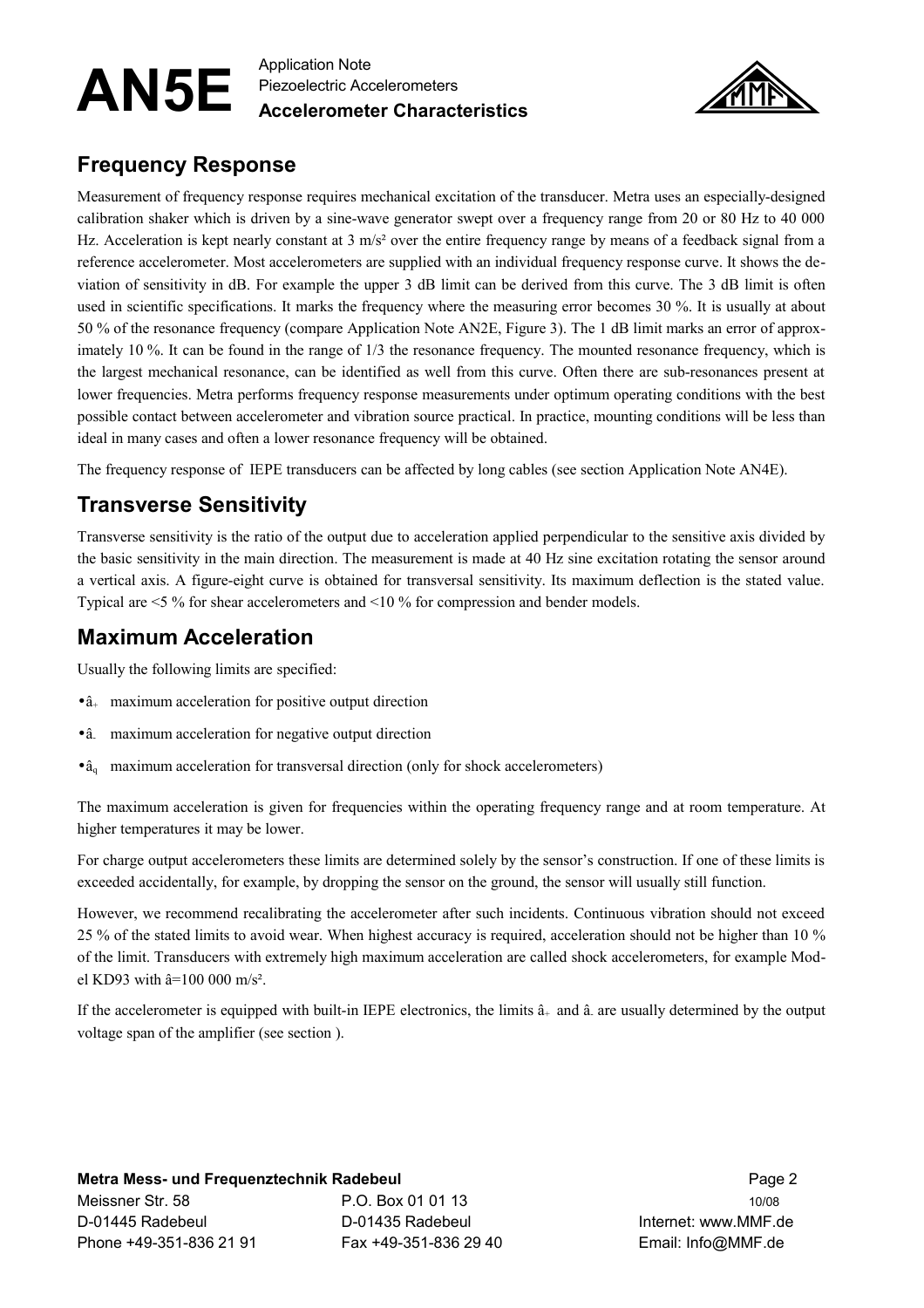## Frequency Response

Measurement of frequency response requires mechanical excitation of the transducer. Metra uses an especially-designed calibration shaker which is driven by a sine-wave generator swept over a frequency range from 20 or 80 Hz to 40 000 Hz. Acceleration is kept nearly constant at 3 m/s² over the entire frequency range by means of a feedback signal from a reference accelerometer. Most accelerometers are supplied with an individual frequency response curve. It shows the deviation of sensitivity in dB. For example the upper 3 dB limit can be derived from this curve. The 3 dB limit is often used in scientific specifications. It marks the frequency where the measuring error becomes 30 %. It is usually at about 50 % of the resonance frequency (compare Application Note AN2E, Figure 3). The 1 dB limit marks an error of approximately 10 %. It can be found in the range of 1/3 the resonance frequency. The mounted resonance frequency, which is the largest mechanical resonance, can be identified as well from this curve. Often there are sub-resonances present at lower frequencies. Metra performs frequency response measurements under optimum operating conditions with the best possible contact between accelerometer and vibration source practical. In practice, mounting conditions will be less than ideal in many cases and often a lower resonance frequency will be obtained.

The frequency response of IEPE transducers can be affected by long cables (see section Application Note AN4E).

## Transverse Sensitivity

Transverse sensitivity is the ratio of the output due to acceleration applied perpendicular to the sensitive axis divided by the basic sensitivity in the main direction. The measurement is made at 40 Hz sine excitation rotating the sensor around a vertical axis. A figure-eight curve is obtained for transversal sensitivity. Its maximum deflection is the stated value. Typical are <5 % for shear accelerometers and <10 % for compression and bender models.

## Maximum Acceleration

Usually the following limits are specified:

- $\hat{a}_+$ maximum acceleration for positive output direction
- $\hat{a}_-$ maximum acceleration for negative output direction
- $\hat{a}_q$ maximum acceleration for transversal direction (only for shock accelerometers)

The maximum acceleration is given for frequencies within the operating frequency range and at room temperature. At higher temperatures it may be lower.

For charge output accelerometers these limits are determined solely by the sensor's construction. If one of these limits is exceeded accidentally, for example, by dropping the sensor on the ground, the sensor will usually still function.

However, we recommend recalibrating the accelerometer after such incidents. Continuous vibration should not exceed 25 % of the stated limits to avoid wear. When highest accuracy is required, acceleration should not be higher than 10 % of the limit. Transducers with extremely high maximum acceleration are called shock accelerometers, for example Model KD93 with $\hat{a}$=100 000 m/s².

If the accelerometer is equipped with built-in IEPE electronics, the limits $\hat{a}_+$ and $\hat{a}_-$ are usually determined by the output voltage span of the amplifier (see section ).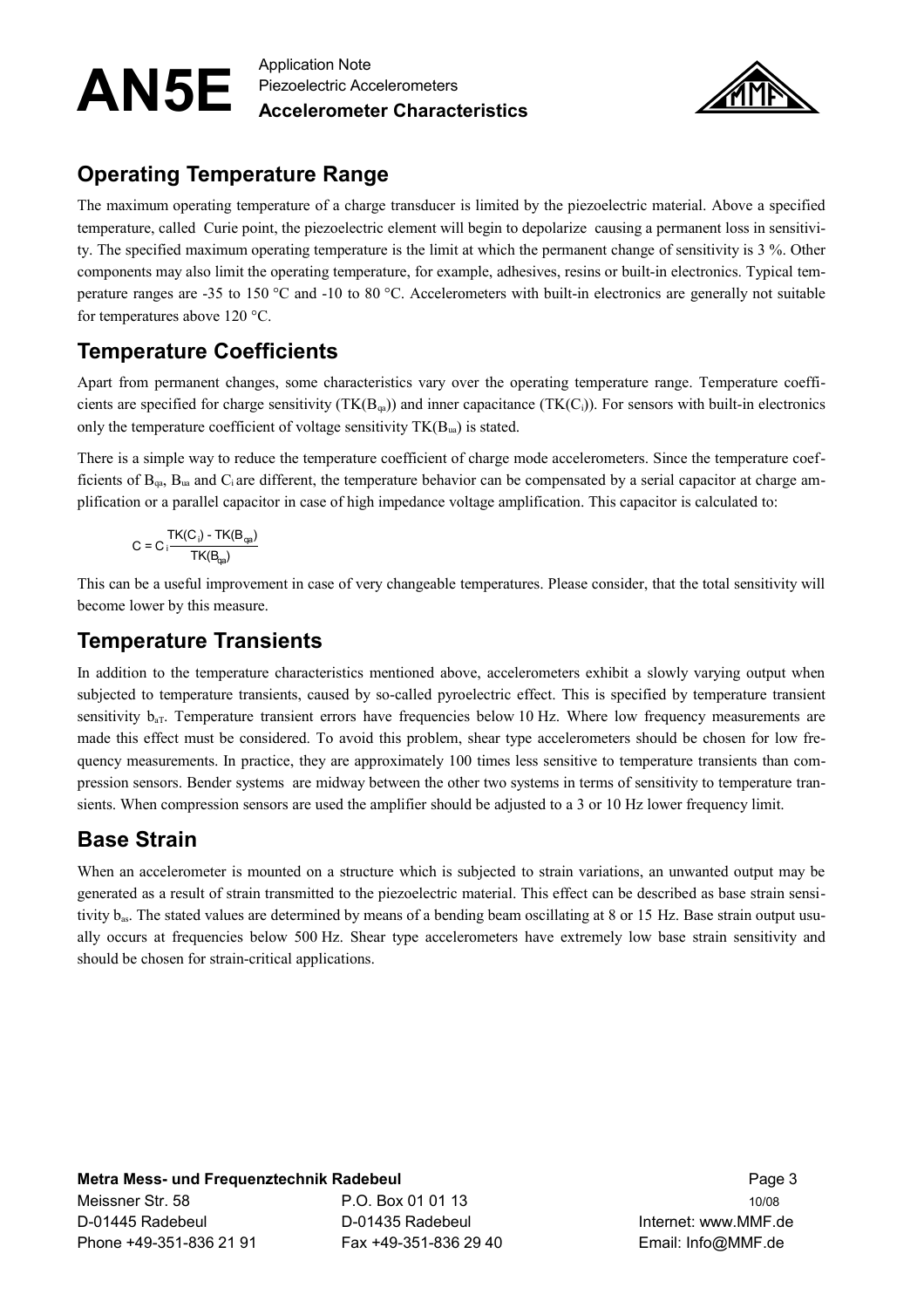## Operating Temperature Range

The maximum operating temperature of a charge transducer is limited by the piezoelectric material. Above a specified temperature, called Curie point, the piezoelectric element will begin to depolarize causing a permanent loss in sensitivity. The specified maximum operating temperature is the limit at which the permanent change of sensitivity is 3 %. Other components may also limit the operating temperature, for example, adhesives, resins or built-in electronics. Typical temperature ranges are -35 to 150 °C and -10 to 80 °C. Accelerometers with built-in electronics are generally not suitable for temperatures above 120 °C.

## Temperature Coefficients

Apart from permanent changes, some characteristics vary over the operating temperature range. Temperature coefficients are specified for charge sensitivity ($TK(B_{qa})$) and inner capacitance ($TK(C_i)$). For sensors with built-in electronics only the temperature coefficient of voltage sensitivity $TK(B_{ua})$ is stated.

There is a simple way to reduce the temperature coefficient of charge mode accelerometers. Since the temperature coefficients of $B_{qa}$, $B_{ua}$ and $C_i$ are different, the temperature behavior can be compensated by a serial capacitor at charge amplification or a parallel capacitor in case of high impedance voltage amplification. This capacitor is calculated to:

$$C = C_i \frac{TK(C_i) - TK(B_{qa})}{TK(B_{qa})}$$

This can be a useful improvement in case of very changeable temperatures. Please consider, that the total sensitivity will become lower by this measure.

## Temperature Transients

In addition to the temperature characteristics mentioned above, accelerometers exhibit a slowly varying output when subjected to temperature transients, caused by so-called pyroelectric effect. This is specified by temperature transient sensitivity $b_{aT}$. Temperature transient errors have frequencies below 10 Hz. Where low frequency measurements are made this effect must be considered. To avoid this problem, shear type accelerometers should be chosen for low frequency measurements. In practice, they are approximately 100 times less sensitive to temperature transients than compression sensors. Bender systems are midway between the other two systems in terms of sensitivity to temperature transients. When compression sensors are used the amplifier should be adjusted to a 3 or 10 Hz lower frequency limit.

## Base Strain

When an accelerometer is mounted on a structure which is subjected to strain variations, an unwanted output may be generated as a result of strain transmitted to the piezoelectric material. This effect can be described as base strain sensitivity $b_{as}$. The stated values are determined by means of a bending beam oscillating at 8 or 15 Hz. Base strain output usually occurs at frequencies below 500 Hz. Shear type accelerometers have extremely low base strain sensitivity and should be chosen for strain-critical applications.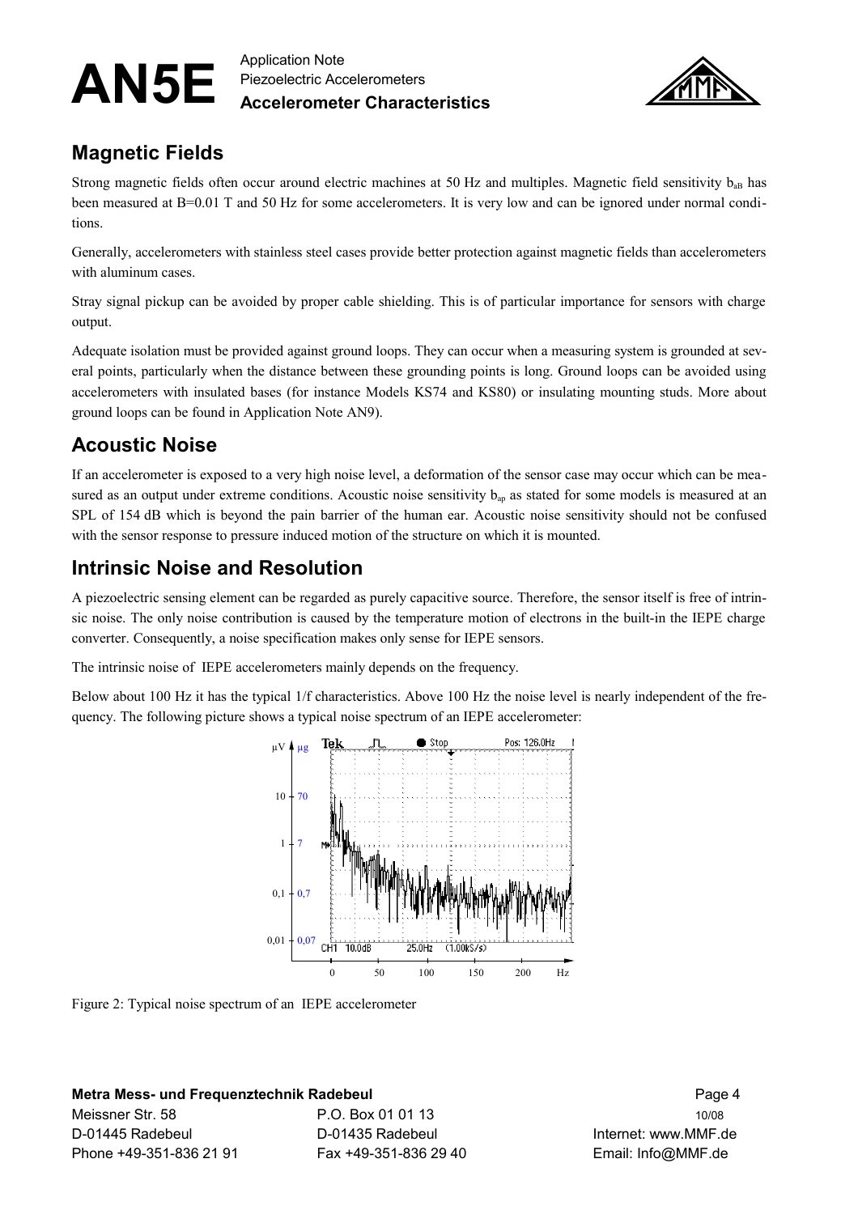## Magnetic Fields

Strong magnetic fields often occur around electric machines at 50 Hz and multiples. Magnetic field sensitivity $b_{aB}$ has been measured at B=0.01 T and 50 Hz for some accelerometers. It is very low and can be ignored under normal conditions.

Generally, accelerometers with stainless steel cases provide better protection against magnetic fields than accelerometers with aluminum cases.

Stray signal pickup can be avoided by proper cable shielding. This is of particular importance for sensors with charge output.

Adequate isolation must be provided against ground loops. They can occur when a measuring system is grounded at several points, particularly when the distance between these grounding points is long. Ground loops can be avoided using accelerometers with insulated bases (for instance Models KS74 and KS80) or insulating mounting studs. More about ground loops can be found in Application Note AN9).

## Acoustic Noise

If an accelerometer is exposed to a very high noise level, a deformation of the sensor case may occur which can be measured as an output under extreme conditions. Acoustic noise sensitivity $b_{ap}$ as stated for some models is measured at an SPL of 154 dB which is beyond the pain barrier of the human ear. Acoustic noise sensitivity should not be confused with the sensor response to pressure induced motion of the structure on which it is mounted.

## Intrinsic Noise and Resolution

A piezoelectric sensing element can be regarded as purely capacitive source. Therefore, the sensor itself is free of intrinsic noise. The only noise contribution is caused by the temperature motion of electrons in the built-in the IEPE charge converter. Consequently, a noise specification makes only sense for IEPE sensors.

The intrinsic noise of IEPE accelerometers mainly depends on the frequency.

Below about 100 Hz it has the typical 1/f characteristics. Above 100 Hz the noise level is nearly independent of the frequency. The following picture shows a typical noise spectrum of an IEPE accelerometer:

Figure 2: Typical noise spectrum of an IEPE accelerometer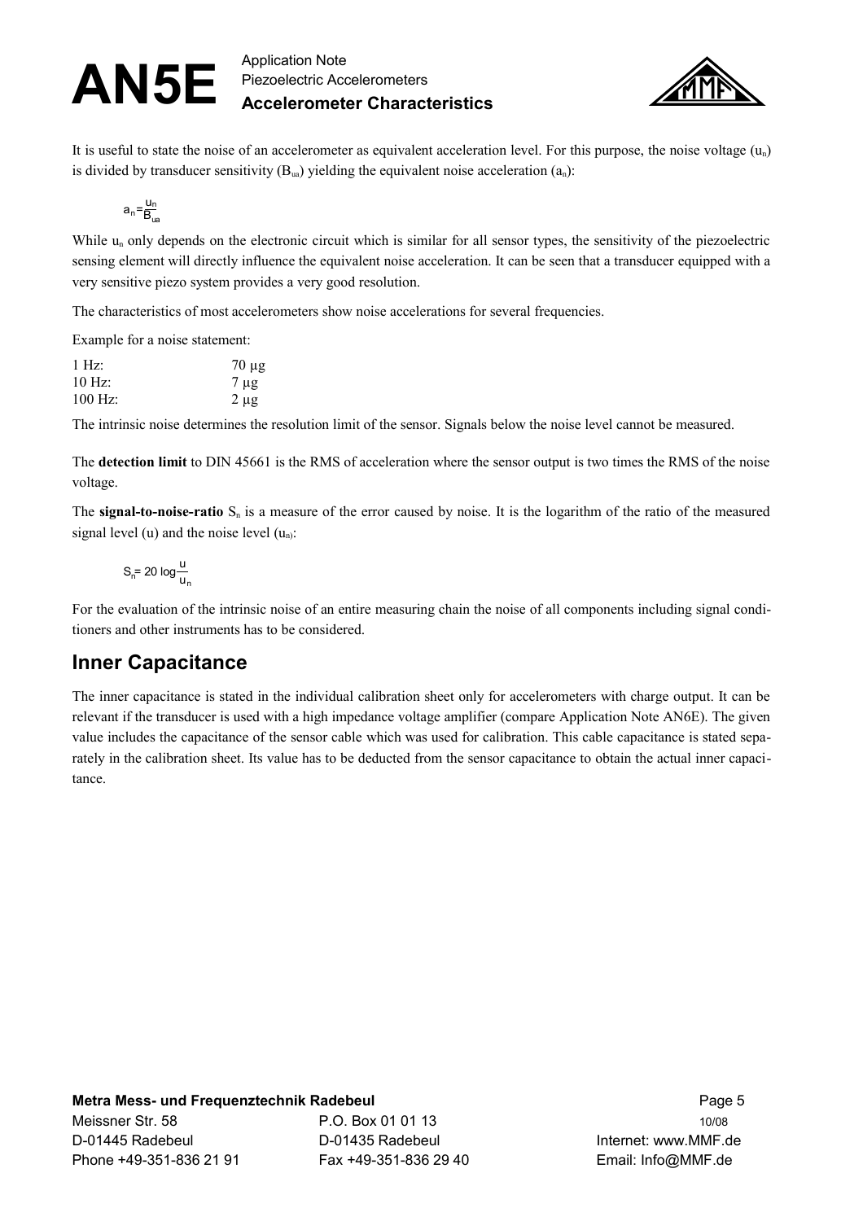It is useful to state the noise of an accelerometer as equivalent acceleration level. For this purpose, the noise voltage ($u_n$) is divided by transducer sensitivity ($B_{ua}$) yielding the equivalent noise acceleration ($a_n$):

$$a_n = \frac{u_n}{B_{ua}}$$

While $u_n$ only depends on the electronic circuit which is similar for all sensor types, the sensitivity of the piezoelectric sensing element will directly influence the equivalent noise acceleration. It can be seen that a transducer equipped with a very sensitive piezo system provides a very good resolution.

The characteristics of most accelerometers show noise accelerations for several frequencies.

Example for a noise statement:

| | |
|---|---|
| 1 Hz: | 70 µg |
| 10 Hz: | 7 µg |
| 100 Hz: | 2 µg |

The intrinsic noise determines the resolution limit of the sensor. Signals below the noise level cannot be measured.

The **detection limit** to DIN 45661 is the RMS of acceleration where the sensor output is two times the RMS of the noise voltage.

The **signal-to-noise-ratio** $S_n$ is a measure of the error caused by noise. It is the logarithm of the ratio of the measured signal level (u) and the noise level ($u_n$):

$$S_n = 20 \log \frac{u}{u_n}$$

For the evaluation of the intrinsic noise of an entire measuring chain the noise of all components including signal conditioners and other instruments has to be considered.

## Inner Capacitance

The inner capacitance is stated in the individual calibration sheet only for accelerometers with charge output. It can be relevant if the transducer is used with a high impedance voltage amplifier (compare Application Note AN6E). The given value includes the capacitance of the sensor cable which was used for calibration. This cable capacitance is stated separately in the calibration sheet. Its value has to be deducted from the sensor capacitance to obtain the actual inner capacitance.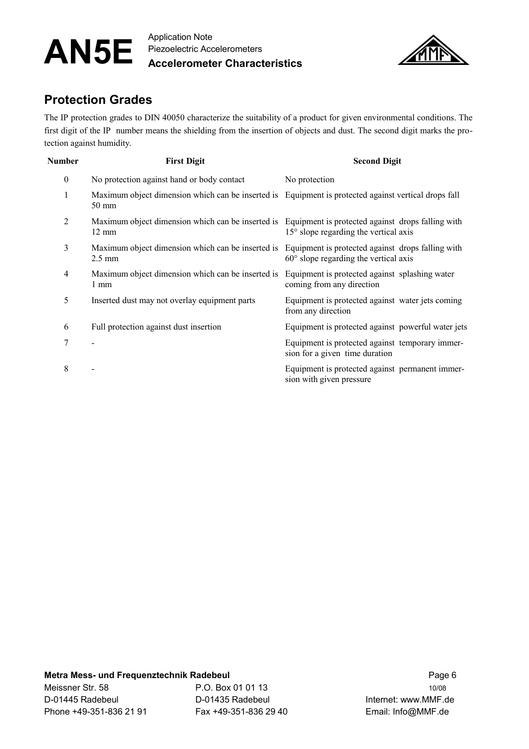## Protection Grades

The IP protection grades to DIN 40050 characterize the suitability of a product for given environmental conditions. The first digit of the IP number means the shielding from the insertion of objects and dust. The second digit marks the protection against humidity.

| Number | First Digit | Second Digit |
|---|---|---|
| 0 | No protection against hand or body contact | No protection |
| 1 | Maximum object dimension which can be inserted is 50 mm | Equipment is protected against vertical drops fall |
| 2 | Maximum object dimension which can be inserted is 12 mm | Equipment is protected against drops falling with 15° slope regarding the vertical axis |
| 3 | Maximum object dimension which can be inserted is 2.5 mm | Equipment is protected against drops falling with 60° slope regarding the vertical axis |
| 4 | Maximum object dimension which can be inserted is 1 mm | Equipment is protected against splashing water coming from any direction |
| 5 | Inserted dust may not overlay equipment parts | Equipment is protected against water jets coming from any direction |
| 6 | Full protection against dust insertion | Equipment is protected against powerful water jets |
| 7 | - | Equipment is protected against temporary immersion for a given time duration |
| 8 | - | Equipment is protected against permanent immersion with given pressure |

**Metra Mess- und Frequenztechnik Radebeul**
Meissner Str. 58
D-01445 Radebeul
Phone +49-351-836 21 91

P.O. Box 01 01 13
D-01435 Radebeul
Fax +49-351-836 29 40

10/08
Internet: www.MMF.de
Email: Info@MMF.de